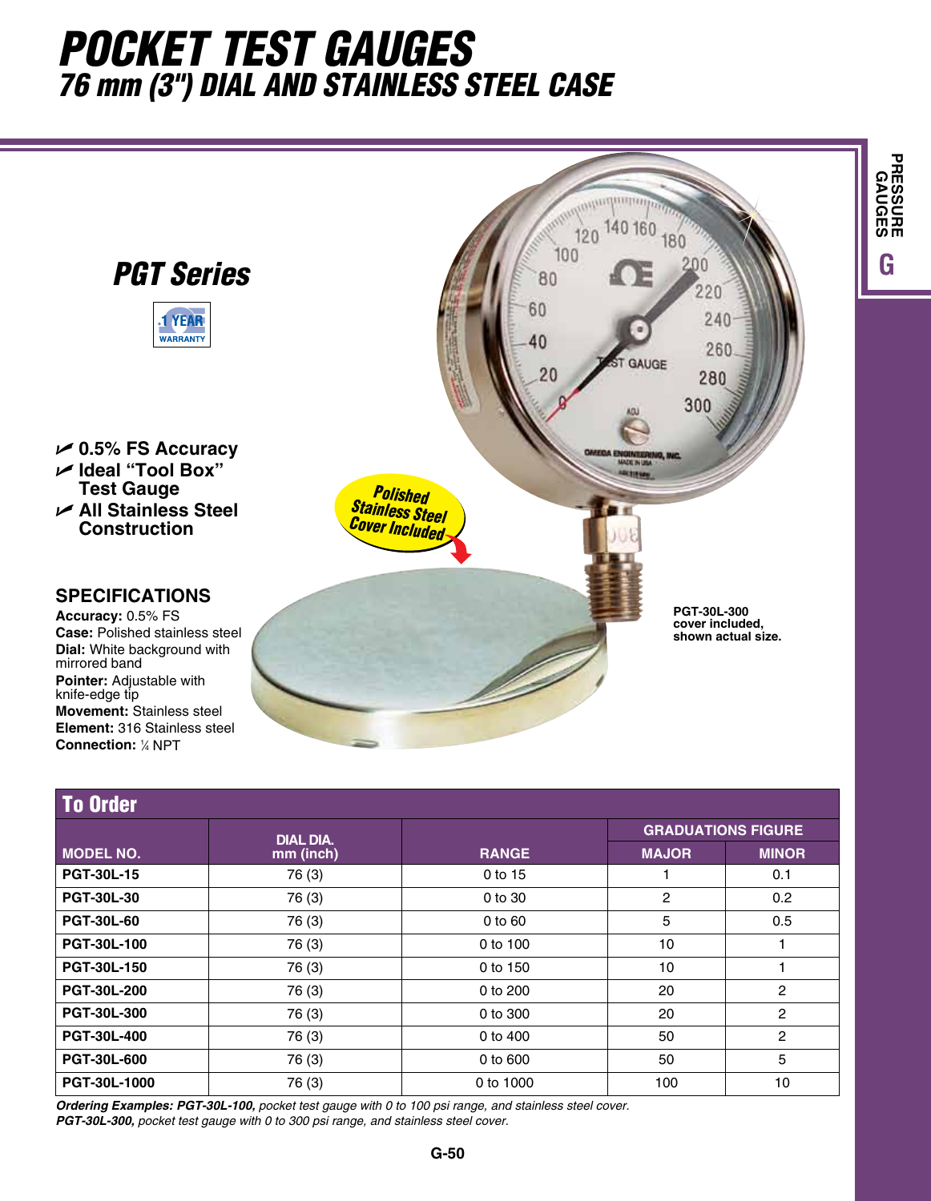# POCKET TEST GAUGES

## 76 mm (3") DIAL AND STAINLESS STEEL CASE

## PGT Series

1 YEAR WARRANTY

- 0.5% FS Accuracy
- Ideal "Tool Box" Test Gauge
- All Stainless Steel Construction

Polished Stainless Steel Cover Included

**PGT-30L-300 cover included, shown actual size.**

### SPECIFICATIONS

**Accuracy:** 0.5% FS
**Case:** Polished stainless steel
**Dial:** White background with mirrored band
**Pointer:** Adjustable with knife-edge tip
**Movement:** Stainless steel
**Element:** 316 Stainless steel
**Connection:** ¼ NPT

## To Order

| MODEL NO. | DIAL DIA. mm (inch) | RANGE | GRADUATIONS FIGURE | |
|---|---|---|---|---|
| | | | MAJOR | MINOR |
| PGT-30L-15 | 76 (3) | 0 to 15 | 1 | 0.1 |
| PGT-30L-30 | 76 (3) | 0 to 30 | 2 | 0.2 |
| PGT-30L-60 | 76 (3) | 0 to 60 | 5 | 0.5 |
| PGT-30L-100 | 76 (3) | 0 to 100 | 10 | 1 |
| PGT-30L-150 | 76 (3) | 0 to 150 | 10 | 1 |
| PGT-30L-200 | 76 (3) | 0 to 200 | 20 | 2 |
| PGT-30L-300 | 76 (3) | 0 to 300 | 20 | 2 |
| PGT-30L-400 | 76 (3) | 0 to 400 | 50 | 2 |
| PGT-30L-600 | 76 (3) | 0 to 600 | 50 | 5 |
| PGT-30L-1000 | 76 (3) | 0 to 1000 | 100 | 10 |

*Ordering Examples:* ***PGT-30L-100,*** *pocket test gauge with 0 to 100 psi range, and stainless steel cover.*
***PGT-30L-300,*** *pocket test gauge with 0 to 300 psi range, and stainless steel cover.*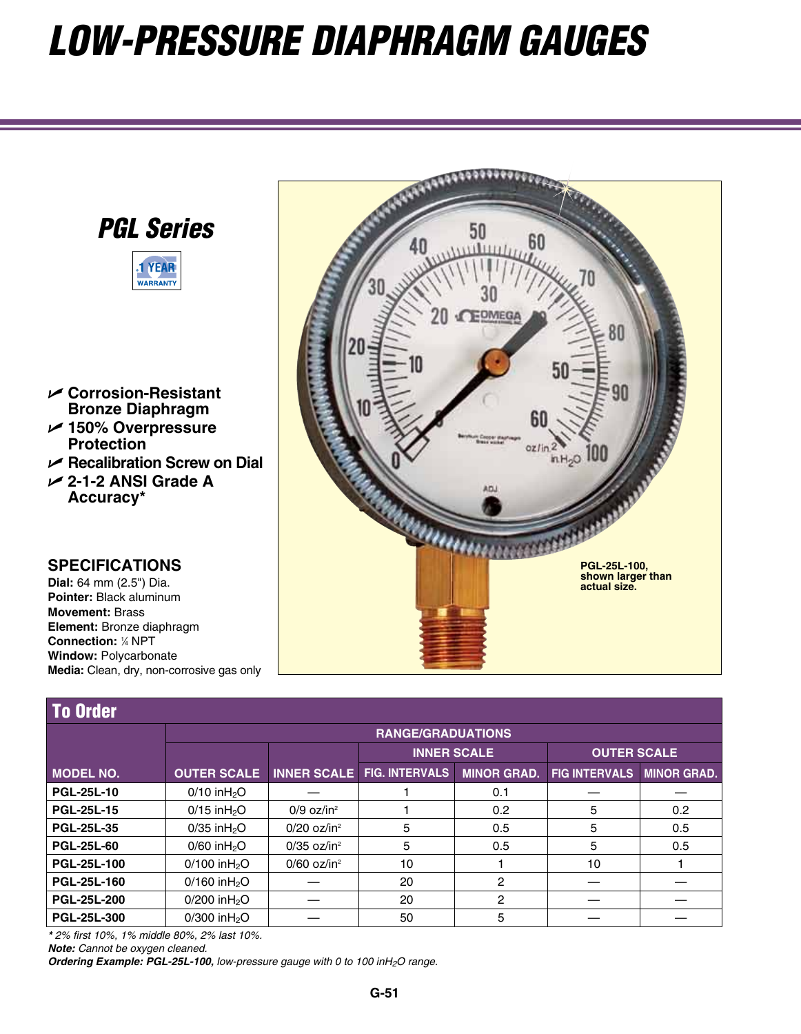# LOW-PRESSURE DIAPHRAGM GAUGES

## PGL Series

1 YEAR WARRANTY

- Corrosion-Resistant Bronze Diaphragm
- 150% Overpressure Protection
- Recalibration Screw on Dial
- 2-1-2 ANSI Grade A Accuracy*

### SPECIFICATIONS

**Dial:** 64 mm (2.5") Dia.
**Pointer:** Black aluminum
**Movement:** Brass
**Element:** Bronze diaphragm
**Connection:** ¼ NPT
**Window:** Polycarbonate
**Media:** Clean, dry, non-corrosive gas only

PGL-25L-100, shown larger than actual size.

## To Order

| | RANGE/GRADUATIONS | | | | | |
|---|---|---|---|---|---|---|
| | | | INNER SCALE | | OUTER SCALE | |
| MODEL NO. | OUTER SCALE | INNER SCALE | FIG. INTERVALS | MINOR GRAD. | FIG INTERVALS | MINOR GRAD. |
| PGL-25L-10 | 0/10 in$H_2O$ | — | 1 | 0.1 | — | — |
| PGL-25L-15 | 0/15 in$H_2O$ | 0/9 oz/in$^2$ | 1 | 0.2 | 5 | 0.2 |
| PGL-25L-35 | 0/35 in$H_2O$ | 0/20 oz/in$^2$ | 5 | 0.5 | 5 | 0.5 |
| PGL-25L-60 | 0/60 in$H_2O$ | 0/35 oz/in$^2$ | 5 | 0.5 | 5 | 0.5 |
| PGL-25L-100 | 0/100 in$H_2O$ | 0/60 oz/in$^2$ | 10 | 1 | 10 | 1 |
| PGL-25L-160 | 0/160 in$H_2O$ | — | 20 | 2 | — | — |
| PGL-25L-200 | 0/200 in$H_2O$ | — | 20 | 2 | — | — |
| PGL-25L-300 | 0/300 in$H_2O$ | — | 50 | 5 | — | — |

*\* 2% first 10%, 1% middle 80%, 2% last 10%.*
***Note:** Cannot be oxygen cleaned.*
***Ordering Example: PGL-25L-100,** low-pressure gauge with 0 to 100 in$H_2O$ range.*